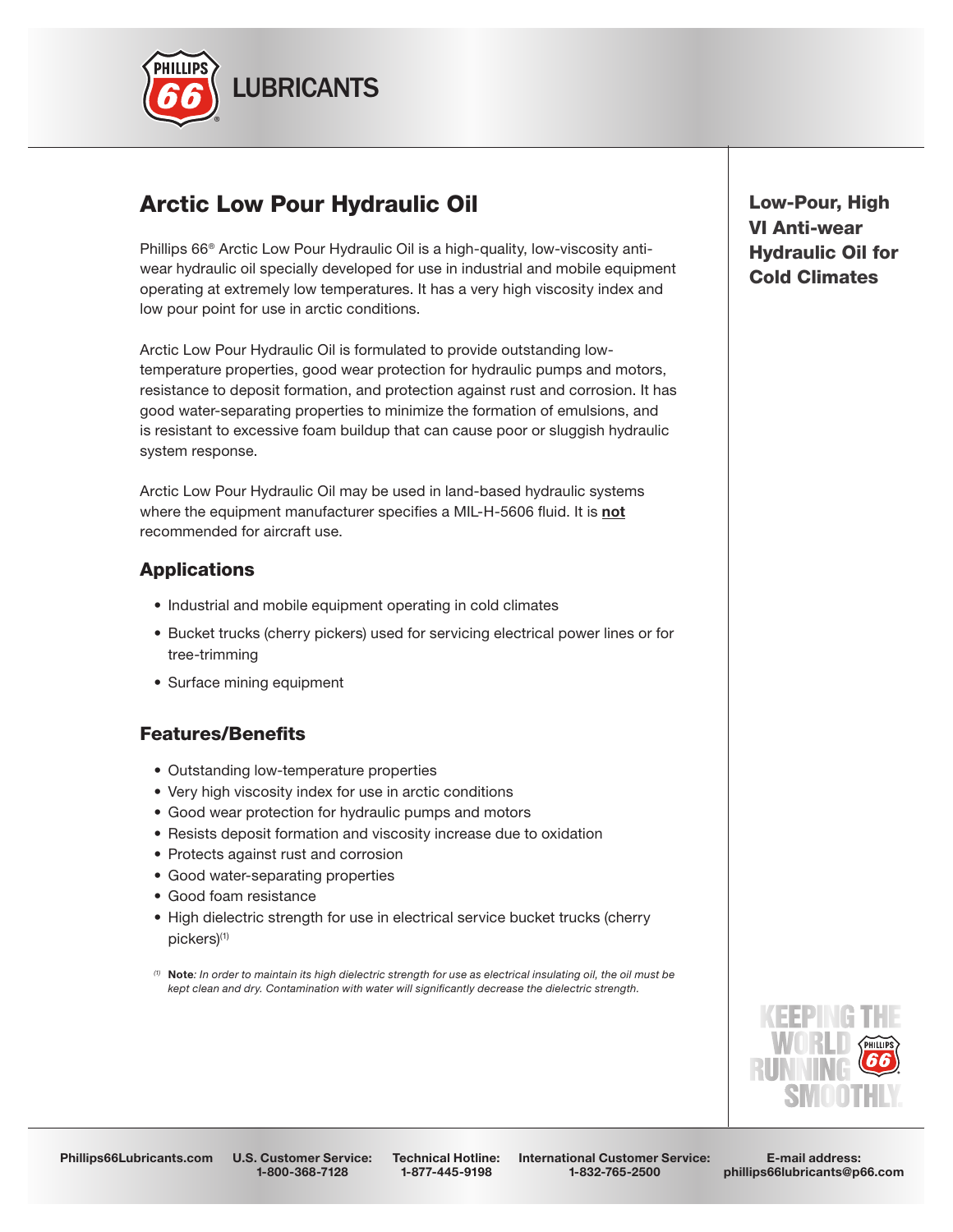# Arctic Low Pour Hydraulic Oil

**Low-Pour, High VI Anti-wear Hydraulic Oil for Cold Climates**

Phillips 66® Arctic Low Pour Hydraulic Oil is a high-quality, low-viscosity anti-wear hydraulic oil specially developed for use in industrial and mobile equipment operating at extremely low temperatures. It has a very high viscosity index and low pour point for use in arctic conditions.

Arctic Low Pour Hydraulic Oil is formulated to provide outstanding low-temperature properties, good wear protection for hydraulic pumps and motors, resistance to deposit formation, and protection against rust and corrosion. It has good water-separating properties to minimize the formation of emulsions, and is resistant to excessive foam buildup that can cause poor or sluggish hydraulic system response.

Arctic Low Pour Hydraulic Oil may be used in land-based hydraulic systems where the equipment manufacturer specifies a MIL-H-5606 fluid. It is **not** recommended for aircraft use.

## Applications

- Industrial and mobile equipment operating in cold climates
- Bucket trucks (cherry pickers) used for servicing electrical power lines or for tree-trimming
- Surface mining equipment

## Features/Benefits

- Outstanding low-temperature properties
- Very high viscosity index for use in arctic conditions
- Good wear protection for hydraulic pumps and motors
- Resists deposit formation and viscosity increase due to oxidation
- Protects against rust and corrosion
- Good water-separating properties
- Good foam resistance
- High dielectric strength for use in electrical service bucket trucks (cherry pickers)(1)

(1) **Note**: *In order to maintain its high dielectric strength for use as electrical insulating oil, the oil must be kept clean and dry. Contamination with water will significantly decrease the dielectric strength.*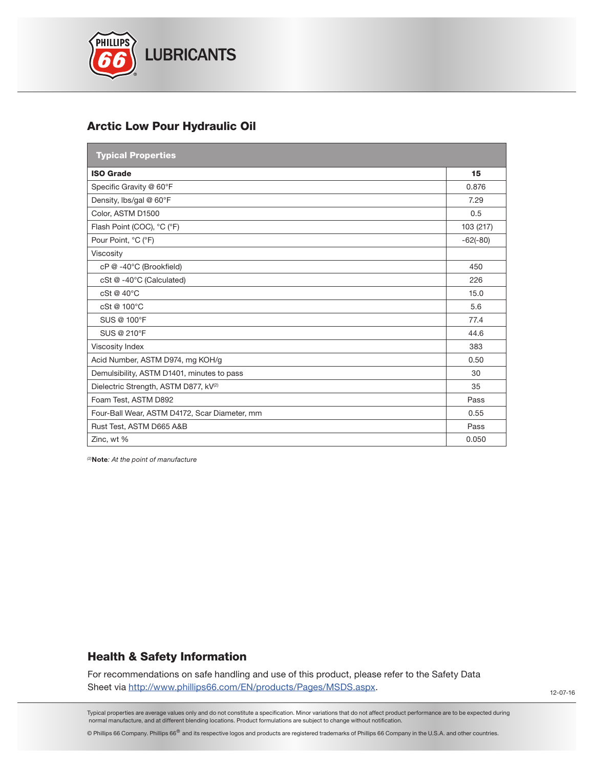## Arctic Low Pour Hydraulic Oil

| Typical Properties | |
|---|---|
| **ISO Grade** | **15** |
| Specific Gravity @ 60°F | 0.876 |
| Density, lbs/gal @ 60°F | 7.29 |
| Color, ASTM D1500 | 0.5 |
| Flash Point (COC), °C (°F) | 103 (217) |
| Pour Point, °C (°F) | -62(-80) |
| Viscosity | |
| cP @ -40°C (Brookfield) | 450 |
| cSt @ -40°C (Calculated) | 226 |
| cSt @ 40°C | 15.0 |
| cSt @ 100°C | 5.6 |
| SUS @ 100°F | 77.4 |
| SUS @ 210°F | 44.6 |
| Viscosity Index | 383 |
| Acid Number, ASTM D974, mg KOH/g | 0.50 |
| Demulsibility, ASTM D1401, minutes to pass | 30 |
| Dielectric Strength, ASTM D877, kV[(2)] | 35 |
| Foam Test, ASTM D892 | Pass |
| Four-Ball Wear, ASTM D4172, Scar Diameter, mm | 0.55 |
| Rust Test, ASTM D665 A&B | Pass |
| Zinc, wt % | 0.050 |

[(2)]**Note**: *At the point of manufacture*

## Health & Safety Information

For recommendations on safe handling and use of this product, please refer to the Safety Data Sheet via http://www.phillips66.com/EN/products/Pages/MSDS.aspx.

12-07-16

Typical properties are average values only and do not constitute a specification. Minor variations that do not affect product performance are to be expected during normal manufacture, and at different blending locations. Product formulations are subject to change without notification.

© Phillips 66 Company. Phillips 66® and its respective logos and products are registered trademarks of Phillips 66 Company in the U.S.A. and other countries.